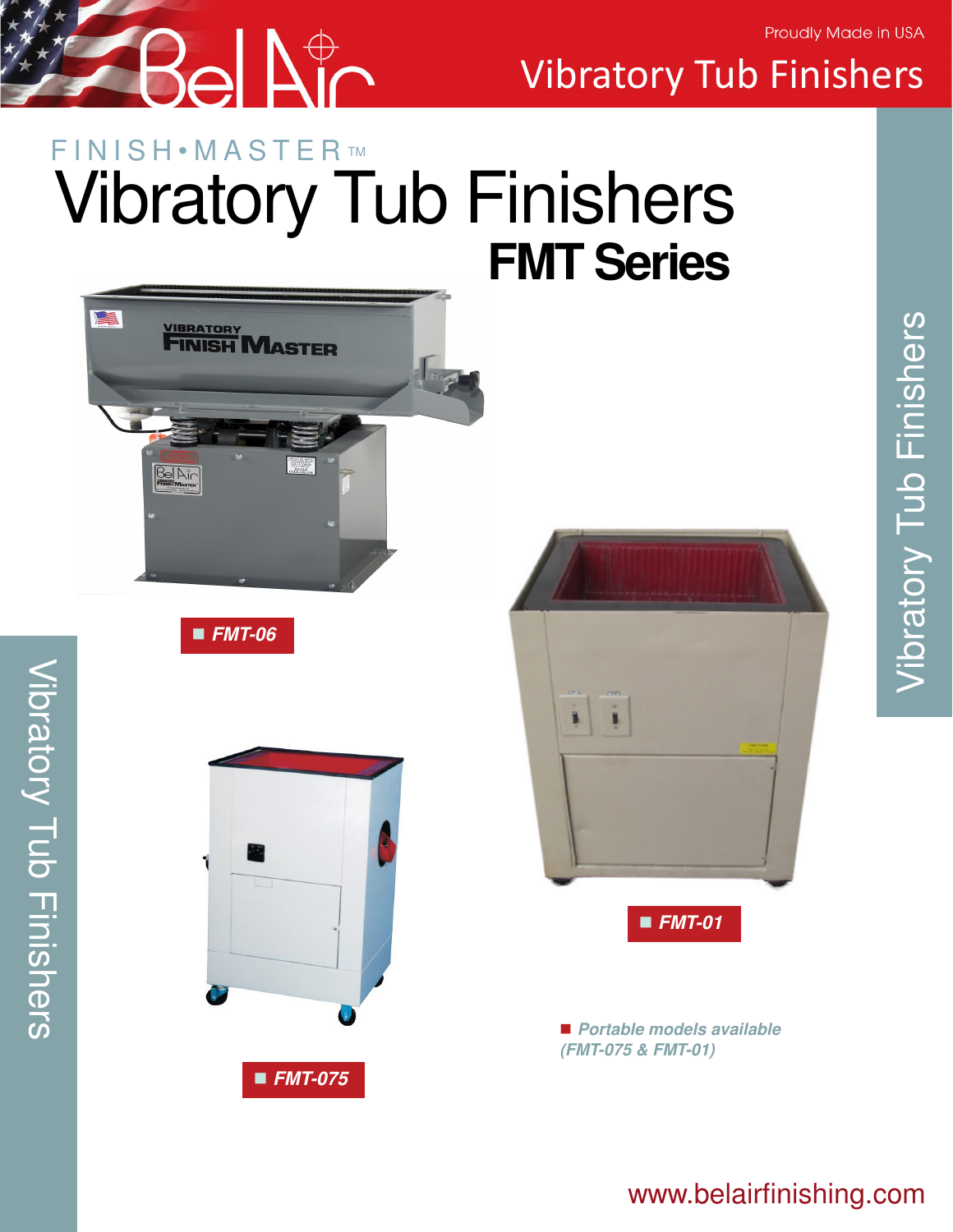Proudly Made in USA

Vibratory Tub Finishers

FINISH•MASTER™

# Vibratory Tub Finishers

## FMT Series

■ ***FMT-06***

■ ***FMT-01***

■ ***FMT-075***

■ ***Portable models available (FMT-075 & FMT-01)***

Vibratory Tub Finishers

www.belairfinishing.com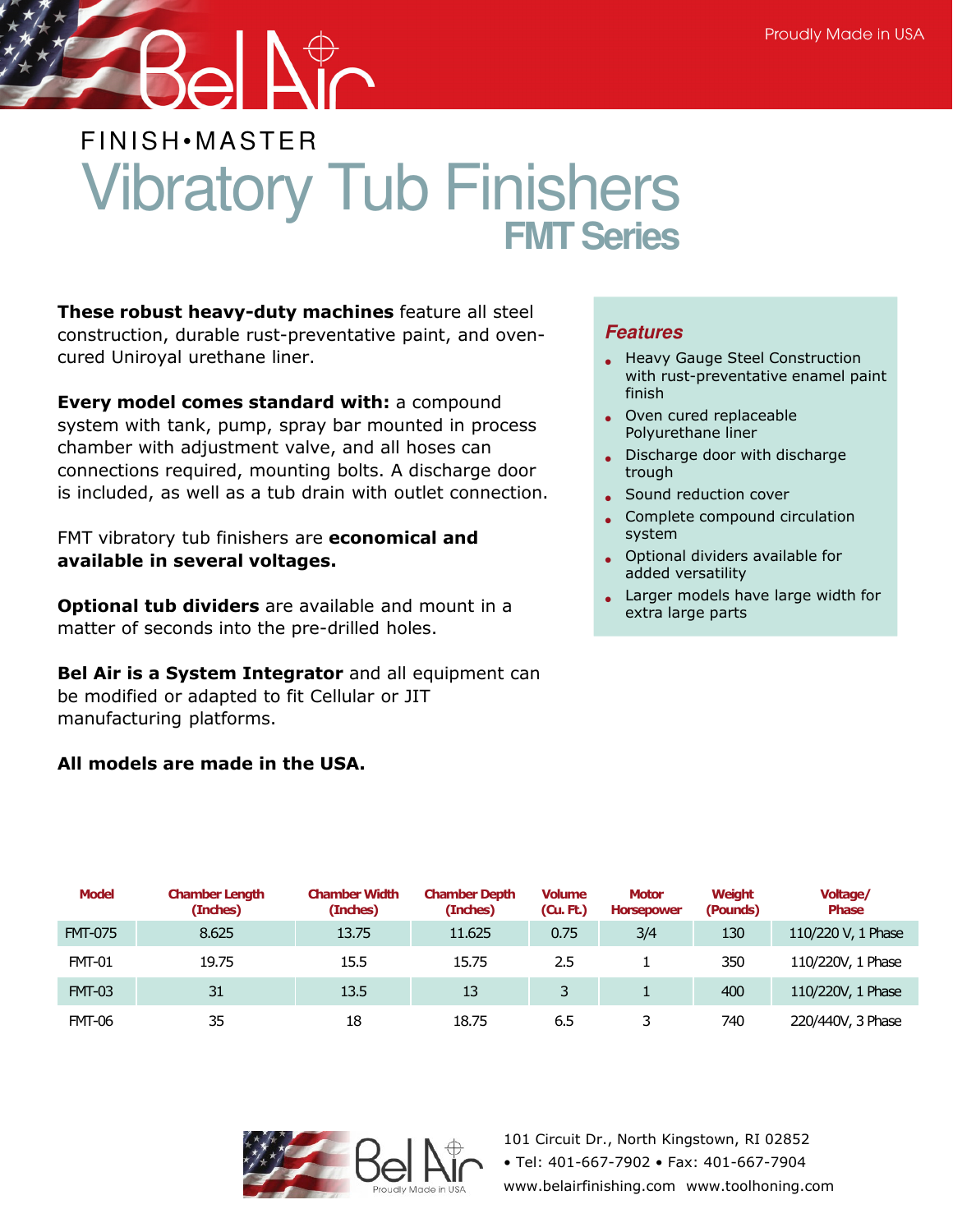Bel Air

Proudly Made in USA

FINISH•MASTER

# Vibratory Tub Finishers

## FMT Series

**These robust heavy-duty machines** feature all steel construction, durable rust-preventative paint, and oven-cured Uniroyal urethane liner.

**Every model comes standard with:** a compound system with tank, pump, spray bar mounted in process chamber with adjustment valve, and all hoses can connections required, mounting bolts. A discharge door is included, as well as a tub drain with outlet connection.

FMT vibratory tub finishers are **economical and available in several voltages.**

**Optional tub dividers** are available and mount in a matter of seconds into the pre-drilled holes.

**Bel Air is a System Integrator** and all equipment can be modified or adapted to fit Cellular or JIT manufacturing platforms.

**All models are made in the USA.**

### *Features*

- Heavy Gauge Steel Construction with rust-preventative enamel paint finish
- Oven cured replaceable Polyurethane liner
- Discharge door with discharge trough
- Sound reduction cover
- Complete compound circulation system
- Optional dividers available for added versatility
- Larger models have large width for extra large parts

| Model | Chamber Length (Inches) | Chamber Width (Inches) | Chamber Depth (Inches) | Volume (Cu. Ft.) | Motor Horsepower | Weight (Pounds) | Voltage/ Phase |
|---|---|---|---|---|---|---|---|
| FMT-075 | 8.625 | 13.75 | 11.625 | 0.75 | 3/4 | 130 | 110/220 V, 1 Phase |
| FMT-01 | 19.75 | 15.5 | 15.75 | 2.5 | 1 | 350 | 110/220V, 1 Phase |
| FMT-03 | 31 | 13.5 | 13 | 3 | 1 | 400 | 110/220V, 1 Phase |
| FMT-06 | 35 | 18 | 18.75 | 6.5 | 3 | 740 | 220/440V, 3 Phase |

Bel Air
Proudly Made in USA

101 Circuit Dr., North Kingstown, RI 02852
• Tel: 401-667-7902 • Fax: 401-667-7904
www.belairfinishing.com www.toolhoning.com